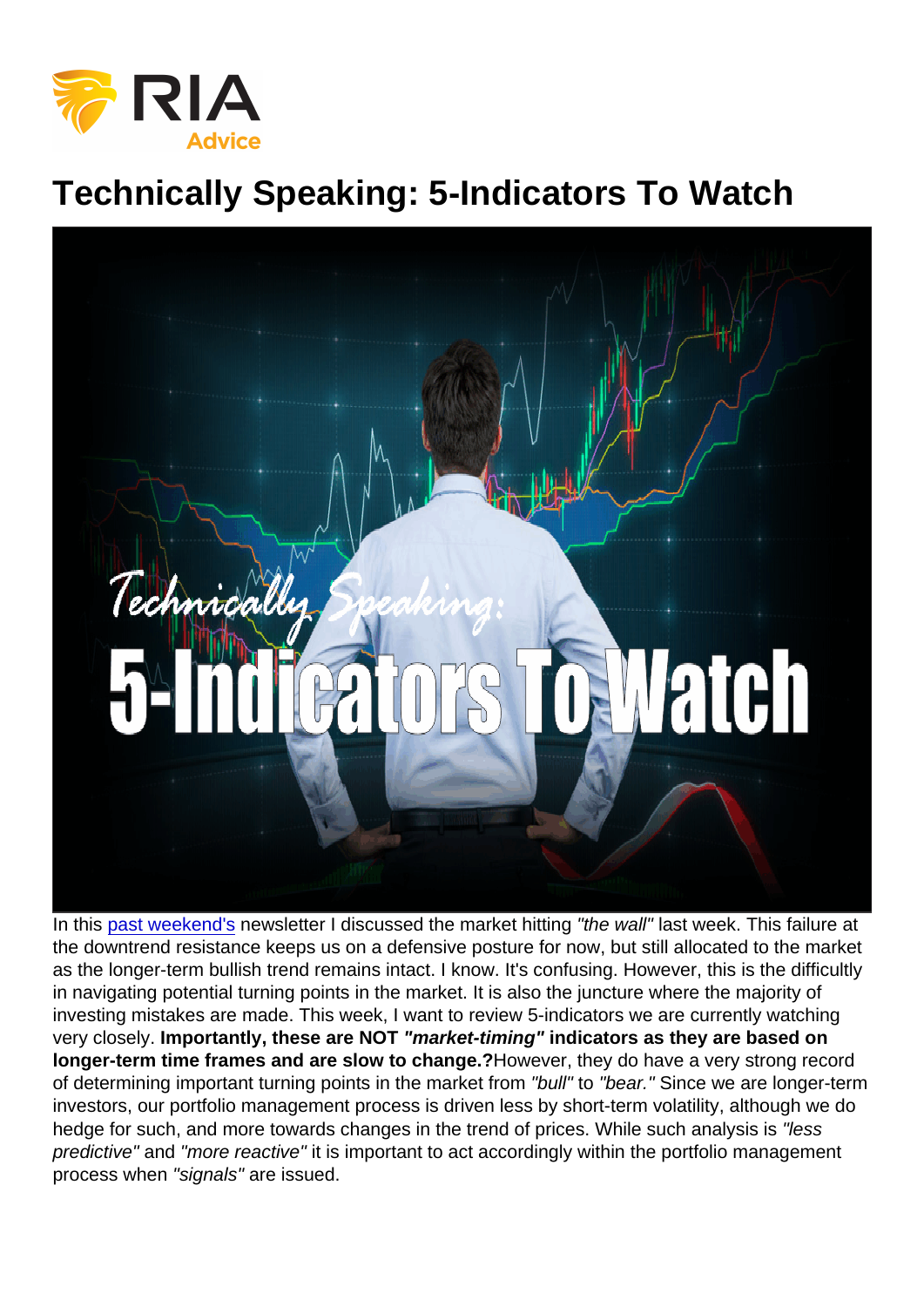# Technically Speaking: 5-Indicators To Watch

In this past weekend's newsletter I discussed the market hitting *"the wall"* last week. This failure at the downtrend resistance keeps us on a defensive posture for now, but still allocated to the market as the longer-term bullish trend remains intact. I know. It's confusing. However, this is the difficultly in navigating potential turning points in the market. It is also the juncture where the majority of investing mistakes are made. This week, I want to review 5-indicators we are currently watching very closely. **Importantly, these are NOT *"market-timing"* indicators as they are based on longer-term time frames and are slow to change.?**However, they do have a very strong record of determining important turning points in the market from *"bull"* to *"bear."* Since we are longer-term investors, our portfolio management process is driven less by short-term volatility, although we do hedge for such, and more towards changes in the trend of prices. While such analysis is *"less predictive"* and *"more reactive"* it is important to act accordingly within the portfolio management process when *"signals"* are issued.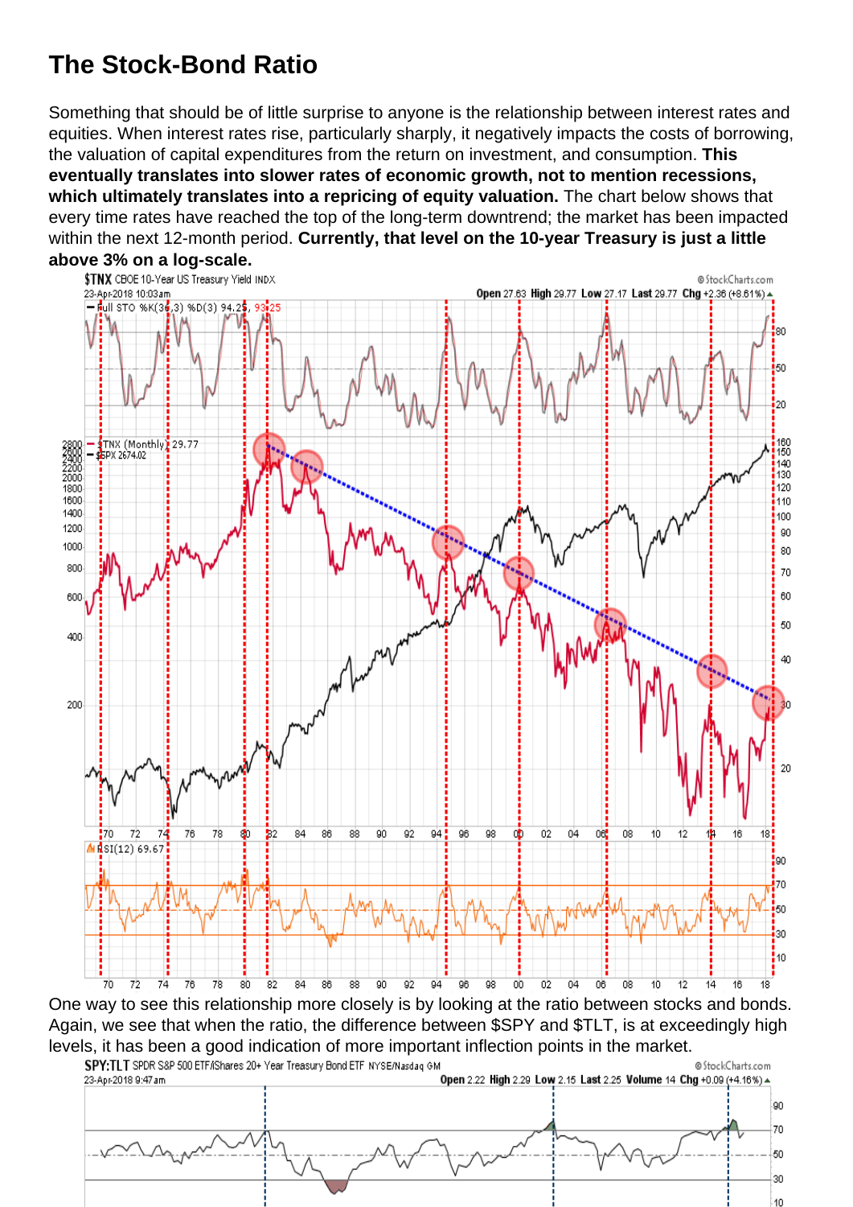# The Stock-Bond Ratio

Something that should be of little surprise to anyone is the relationship between interest rates and equities. When interest rates rise, particularly sharply, it negatively impacts the costs of borrowing, the valuation of capital expenditures from the return on investment, and consumption. **This eventually translates into slower rates of economic growth, not to mention recessions, which ultimately translates into a repricing of equity valuation.** The chart below shows that every time rates have reached the top of the long-term downtrend; the market has been impacted within the next 12-month period. **Currently, that level on the 10-year Treasury is just a little above 3% on a log-scale.**

$TNX CBOE 10-Year US Treasury Yield INDX
@StockCharts.com
23-Apr-2018 10:03am
Open 27.63 High 29.77 Low 27.17 Last 29.77 Chg +2.36 (+8.61%)
Full STO %K(36,3) %D(3) 94.25, 93.25
$TNX (Monthly) 29.77
$SPX 2674.02
RSI(12) 69.67

One way to see this relationship more closely is by looking at the ratio between stocks and bonds. Again, we see that when the ratio, the difference between $SPY and $TLT, is at exceedingly high levels, it has been a good indication of more important inflection points in the market.

SPY:TLT SPDR S&P 500 ETF/iShares 20+ Year Treasury Bond ETF NYSE/Nasdaq GM
@StockCharts.com
23-Apr-2018 9:47am
Open 2.22 High 2.29 Low 2.15 Last 2.25 Volume 14 Chg +0.09 (+4.16%)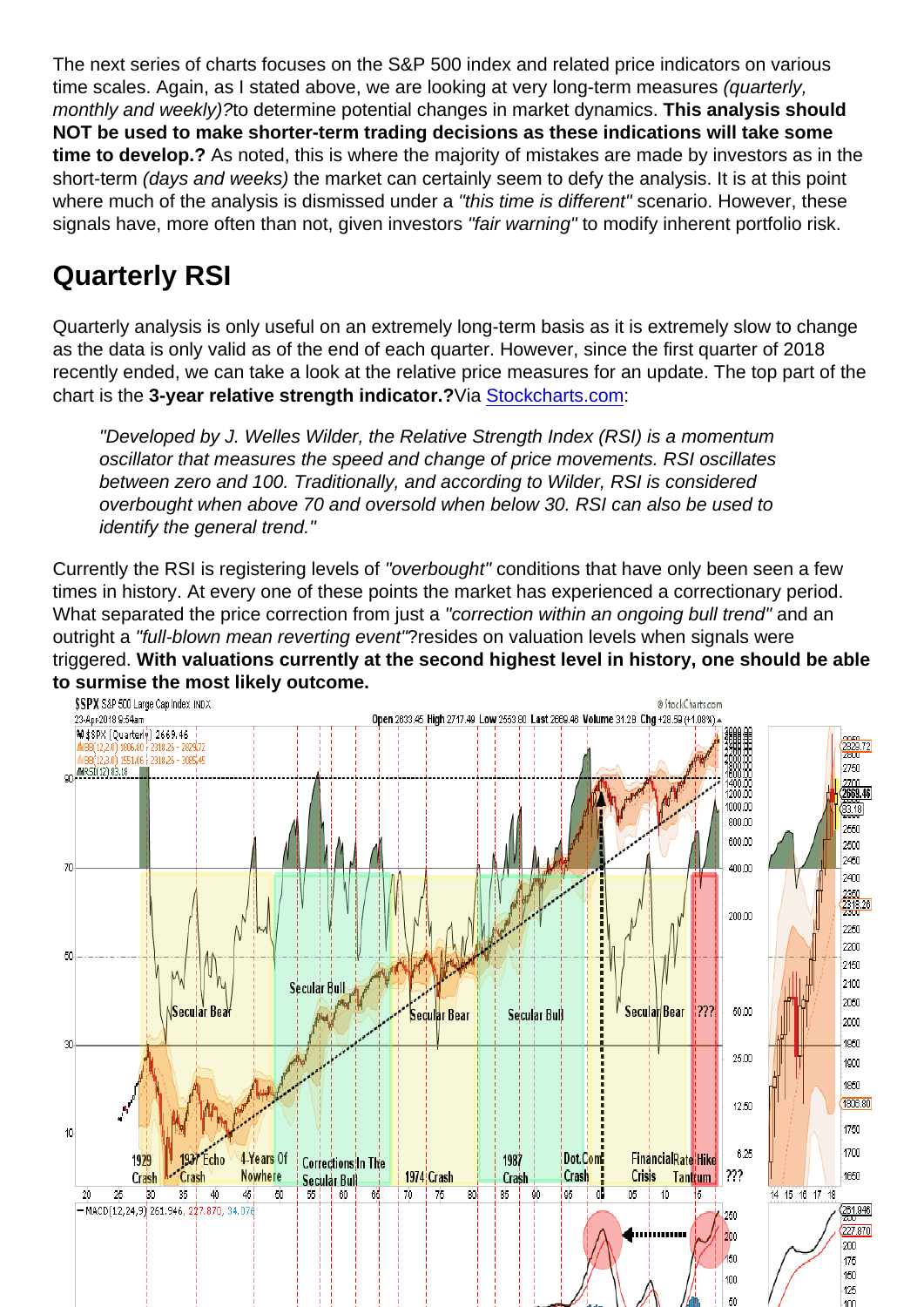The next series of charts focuses on the S&P 500 index and related price indicators on various time scales. Again, as I stated above, we are looking at very long-term measures *(quarterly, monthly and weekly)?*to determine potential changes in market dynamics. **This analysis should NOT be used to make shorter-term trading decisions as these indications will take some time to develop.?** As noted, this is where the majority of mistakes are made by investors as in the short-term *(days and weeks)* the market can certainly seem to defy the analysis. It is at this point where much of the analysis is dismissed under a *"this time is different"* scenario. However, these signals have, more often than not, given investors *"fair warning"* to modify inherent portfolio risk.

## Quarterly RSI

Quarterly analysis is only useful on an extremely long-term basis as it is extremely slow to change as the data is only valid as of the end of each quarter. However, since the first quarter of 2018 recently ended, we can take a look at the relative price measures for an update. The top part of the chart is the **3-year relative strength indicator.?**Via [Stockcharts.com](Stockcharts.com):

> *"Developed by J. Welles Wilder, the Relative Strength Index (RSI) is a momentum oscillator that measures the speed and change of price movements. RSI oscillates between zero and 100. Traditionally, and according to Wilder, RSI is considered overbought when above 70 and oversold when below 30. RSI can also be used to identify the general trend."*

Currently the RSI is registering levels of *"overbought"* conditions that have only been seen a few times in history. At every one of these points the market has experienced a correctionary period. What separated the price correction from just a *"correction within an ongoing bull trend"* and an outright a *"full-blown mean reverting event"*?resides on valuation levels when signals were triggered. **With valuations currently at the second highest level in history, one should be able to surmise the most likely outcome.**

$SPX S&P 500 Large Cap Index INDX
23-Apr-2018 9:54am
@StockCharts.com
Open 2633.45 High 2717.49 Low 2553.80 Last 2669.46 Volume 31.2B Chg +28.59 (+1.08%)
$SPX (Quarterly) 2669.46
BB(12,2.0) 1806.80 - 2318.25 - 2829.72
BB(12,3.0) 1551.06 - 2318.25 - 3085.45
RSI(12) 83.18
Secular Bear
Secular Bull
Secular Bear
Secular Bull
Secular Bear
???
1929 Crash
1937 Echo Crash
4-Years Of Nowhere
Corrections In The Secular Bull
1974 Crash
1987 Crash
Dot.Com Crash
Financial Crisis
Rate Hike Tantrum
???
MACD(12,24,9) 261.946, 227.870, 34.076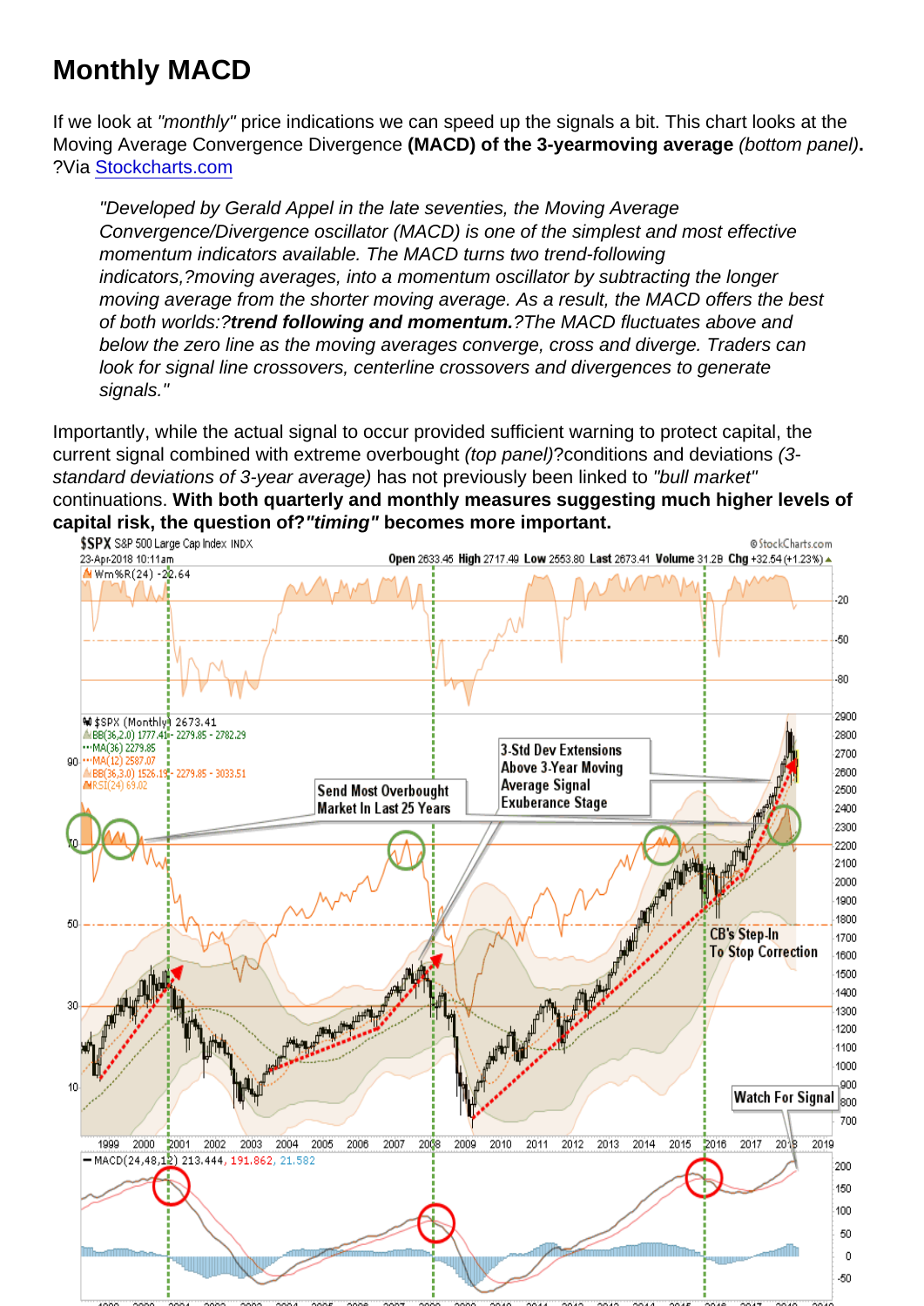# Monthly MACD

If we look at *"monthly"* price indications we can speed up the signals a bit. This chart looks at the Moving Average Convergence Divergence **(MACD) of the 3-yearmoving average** *(bottom panel)*. ?Via [Stockcharts.com](Stockcharts.com)

> *"Developed by Gerald Appel in the late seventies, the Moving Average Convergence/Divergence oscillator (MACD) is one of the simplest and most effective momentum indicators available. The MACD turns two trend-following indicators,?moving averages, into a momentum oscillator by subtracting the longer moving average from the shorter moving average. As a result, the MACD offers the best of both worlds:?**trend following and momentum.**?The MACD fluctuates above and below the zero line as the moving averages converge, cross and diverge. Traders can look for signal line crossovers, centerline crossovers and divergences to generate signals."*

Importantly, while the actual signal to occur provided sufficient warning to protect capital, the current signal combined with extreme overbought *(top panel)*?conditions and deviations *(3-standard deviations of 3-year average)* has not previously been linked to *"bull market"* continuations. **With both quarterly and monthly measures suggesting much higher levels of capital risk, the question of?*"timing"* becomes more important.**

$SPX S&P 500 Large Cap Index INDX
23-Apr-2018 10:11am
©StockCharts.com
Open 2633.45 High 2717.49 Low 2553.80 Last 2673.41 Volume 31.2B Chg +32.54 (+1.23%)
Wm%R(24) -22.64
$SPX (Monthly) 2673.41
BB(36,2.0) 1777.41 - 2279.85 - 2782.29
MA(36) 2279.85
MA(12) 2587.07
BB(36,3.0) 1526.15 - 2279.85 - 3033.51
RSI(24) 69.02
Send Most Overbought Market In Last 25 Years
3-Std Dev Extensions Above 3-Year Moving Average Signal Exuberance Stage
CB's Step-In To Stop Correction
Watch For Signal
MACD(24,48,12) 213.444, 191.862, 21.582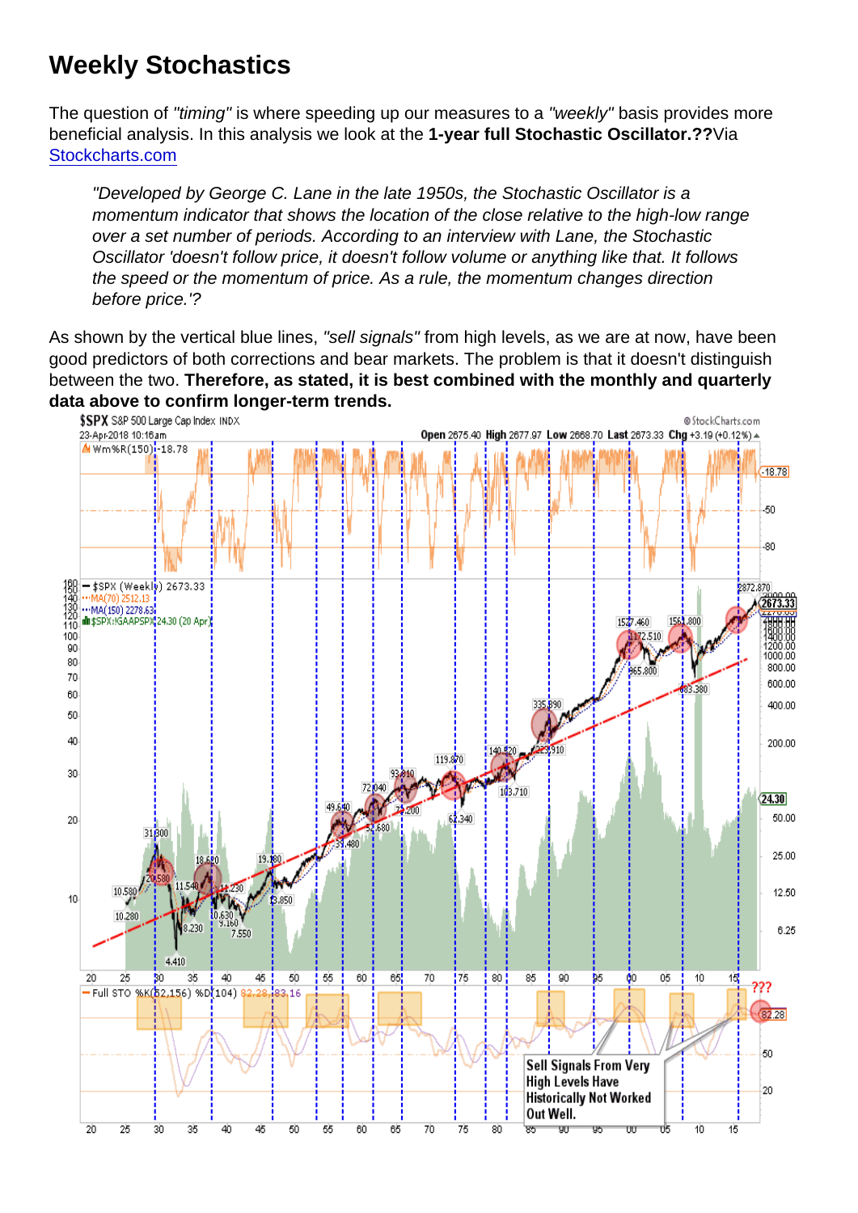# Weekly Stochastics

The question of *"timing"* is where speeding up our measures to a *"weekly"* basis provides more beneficial analysis. In this analysis we look at the **1-year full Stochastic Oscillator.??**Via [Stockcharts.com](Stockcharts.com)

> *"Developed by George C. Lane in the late 1950s, the Stochastic Oscillator is a momentum indicator that shows the location of the close relative to the high-low range over a set number of periods. According to an interview with Lane, the Stochastic Oscillator 'doesn't follow price, it doesn't follow volume or anything like that. It follows the speed or the momentum of price. As a rule, the momentum changes direction before price.'?*

As shown by the vertical blue lines, *"sell signals"* from high levels, as we are at now, have been good predictors of both corrections and bear markets. The problem is that it doesn't distinguish between the two. **Therefore, as stated, it is best combined with the monthly and quarterly data above to confirm longer-term trends.**

$SPX S&P 500 Large Cap Index INDX
23-Apr-2018 10:16am
Open 2675.40 High 2677.97 Low 2668.70 Last 2673.33 Chg +3.19 (+0.12%)
©StockCharts.com
Wm%R(150) -18.78
$SPX (Weekly) 2673.33
MA(70) 2512.13
MA(150) 2278.63
$SPX:!GAAPSPX 24.30 (20 Apr)
Full STO %K(52,156) %D(104) 82.28, 83.16
???
Sell Signals From Very High Levels Have Historically Not Worked Out Well.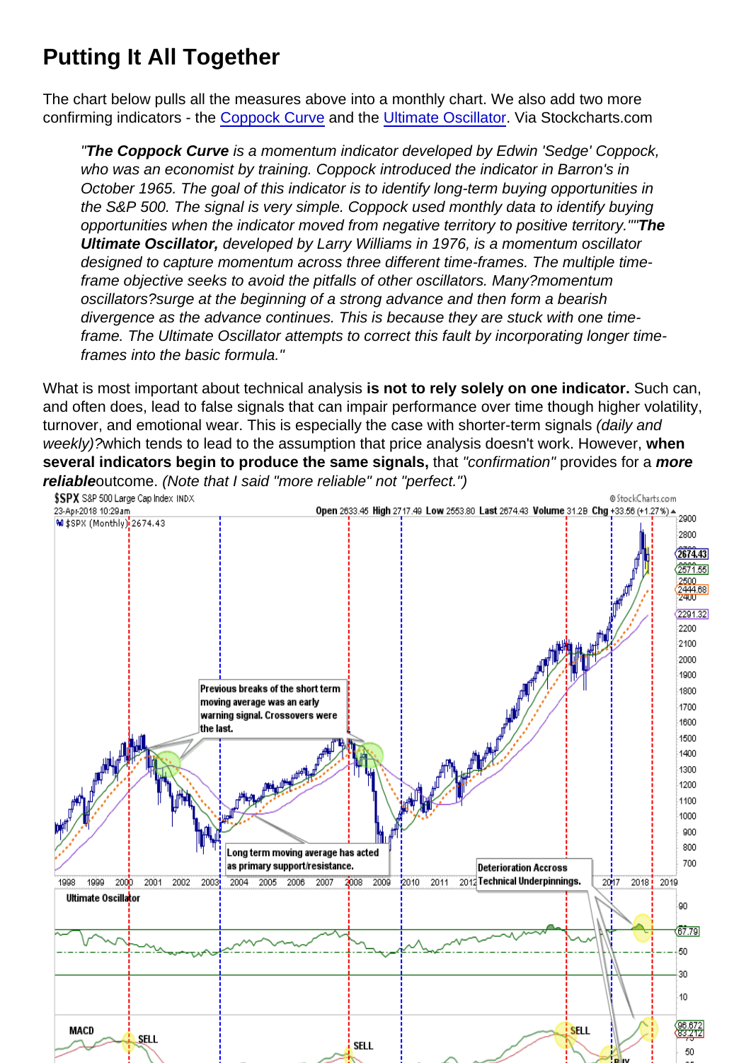## Putting It All Together

The chart below pulls all the measures above into a monthly chart. We also add two more confirming indicators - the [Coppock Curve](#) and the [Ultimate Oscillator](#). Via Stockcharts.com

> "*The Coppock Curve* is a momentum indicator developed by Edwin 'Sedge' Coppock, who was an economist by training. Coppock introduced the indicator in Barron's in October 1965. The goal of this indicator is to identify long-term buying opportunities in the S&P 500. The signal is very simple. Coppock used monthly data to identify buying opportunities when the indicator moved from negative territory to positive territory.""*The Ultimate Oscillator,* developed by Larry Williams in 1976, is a momentum oscillator designed to capture momentum across three different time-frames. The multiple time-frame objective seeks to avoid the pitfalls of other oscillators. Many?momentum oscillators?surge at the beginning of a strong advance and then form a bearish divergence as the advance continues. This is because they are stuck with one time-frame. The Ultimate Oscillator attempts to correct this fault by incorporating longer time-frames into the basic formula."

What is most important about technical analysis **is not to rely solely on one indicator.** Such can, and often does, lead to false signals that can impair performance over time though higher volatility, turnover, and emotional wear. This is especially the case with shorter-term signals *(daily and weekly)?*which tends to lead to the assumption that price analysis doesn't work. However, **when several indicators begin to produce the same signals,** that *"confirmation"* provides for a ***more reliable***outcome. *(Note that I said "more reliable" not "perfect.")*

$SPX S&P 500 Large Cap Index INDX
23-Apr-2018 10:29am
Open 2633.45 High 2717.49 Low 2553.80 Last 2674.43 Volume 31.2B Chg +33.56 (+1.27%)
$SPX (Monthly) 2674.43
©StockCharts.com

Previous breaks of the short term moving average was an early warning signal. Crossovers were the last.

Long term moving average has acted as primary support/resistance.

Deterioration Accross Technical Underpinnings.

2674.43
2571.55
2444.68
2291.32

Ultimate Oscillator
67.79

MACD
SELL
SELL
SELL
BUY
96.672
83.212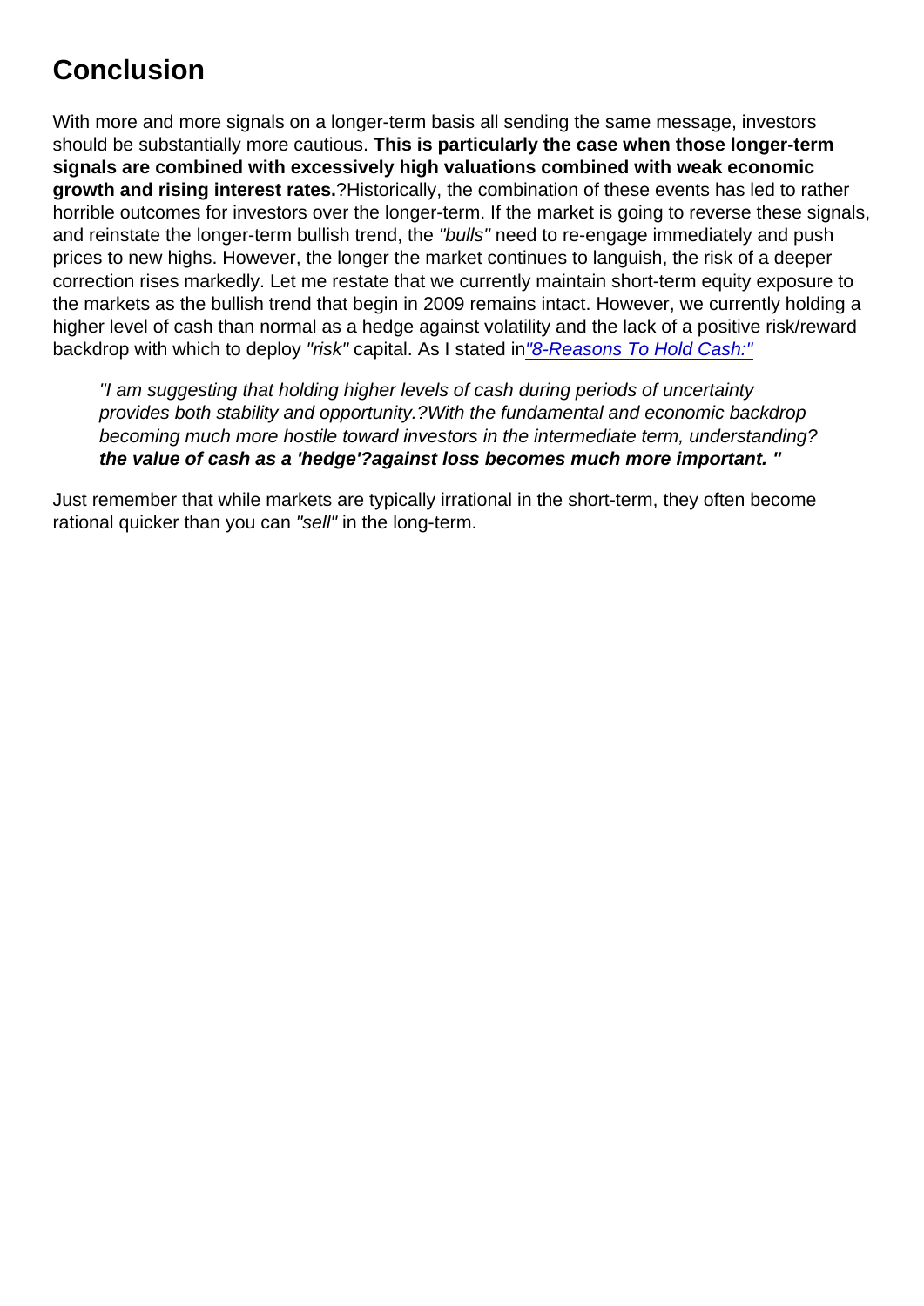## Conclusion

With more and more signals on a longer-term basis all sending the same message, investors should be substantially more cautious. **This is particularly the case when those longer-term signals are combined with excessively high valuations combined with weak economic growth and rising interest rates.**?Historically, the combination of these events has led to rather horrible outcomes for investors over the longer-term. If the market is going to reverse these signals, and reinstate the longer-term bullish trend, the *"bulls"* need to re-engage immediately and push prices to new highs. However, the longer the market continues to languish, the risk of a deeper correction rises markedly. Let me restate that we currently maintain short-term equity exposure to the markets as the bullish trend that begin in 2009 remains intact. However, we currently holding a higher level of cash than normal as a hedge against volatility and the lack of a positive risk/reward backdrop with which to deploy *"risk"* capital. As I stated in[*"8-Reasons To Hold Cash:"*]

> *"I am suggesting that holding higher levels of cash during periods of uncertainty provides both stability and opportunity.?With the fundamental and economic backdrop becoming much more hostile toward investors in the intermediate term, understanding?* ***the value of cash as a 'hedge'?against loss becomes much more important. "***

Just remember that while markets are typically irrational in the short-term, they often become rational quicker than you can *"sell"* in the long-term.